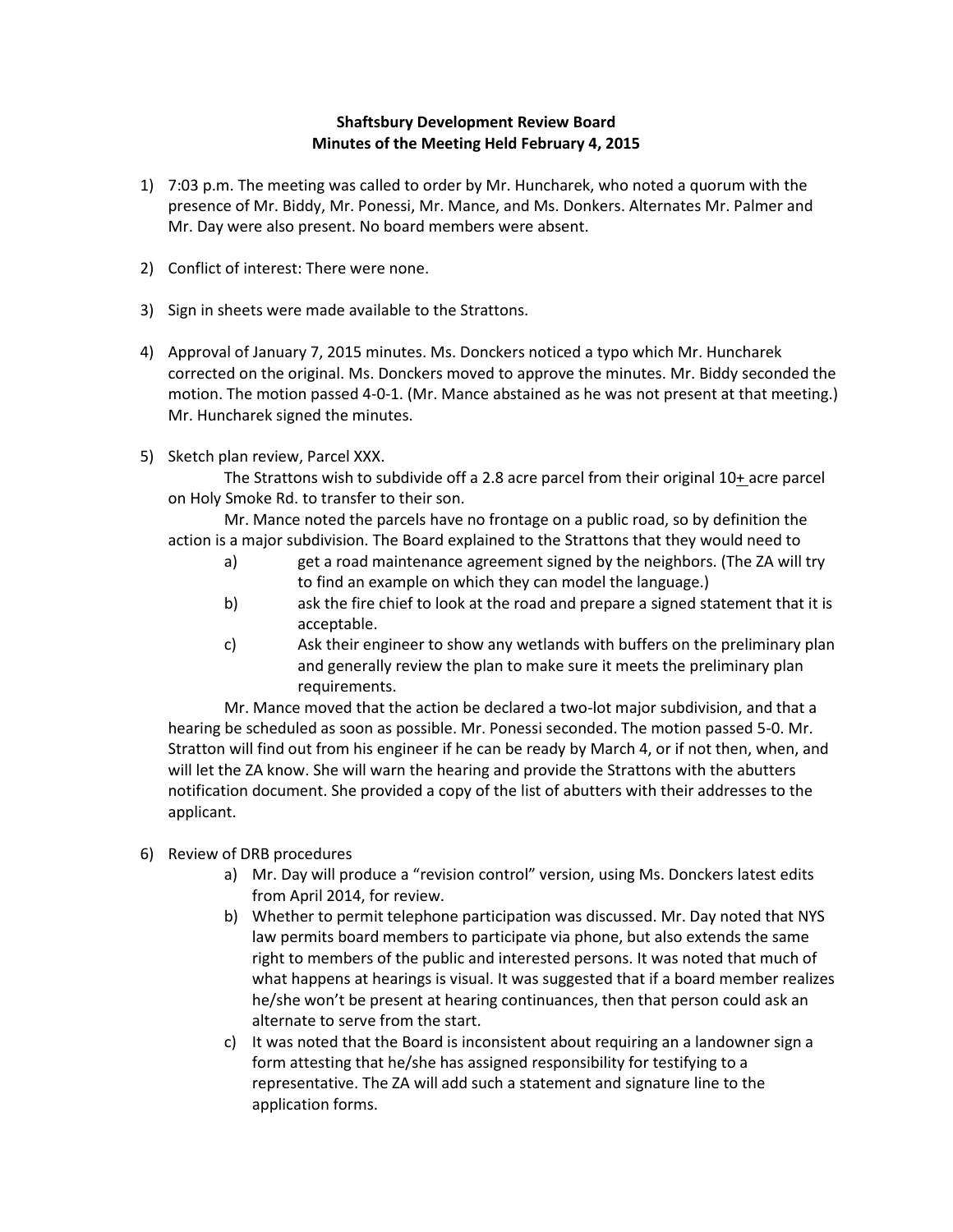**Shaftsbury Development Review Board**
**Minutes of the Meeting Held February 4, 2015**

1) 7:03 p.m. The meeting was called to order by Mr. Huncharek, who noted a quorum with the presence of Mr. Biddy, Mr. Ponessi, Mr. Mance, and Ms. Donkers. Alternates Mr. Palmer and Mr. Day were also present. No board members were absent.

2) Conflict of interest: There were none.

3) Sign in sheets were made available to the Strattons.

4) Approval of January 7, 2015 minutes. Ms. Donckers noticed a typo which Mr. Huncharek corrected on the original. Ms. Donckers moved to approve the minutes. Mr. Biddy seconded the motion. The motion passed 4-0-1. (Mr. Mance abstained as he was not present at that meeting.) Mr. Huncharek signed the minutes.

5) Sketch plan review, Parcel XXX.

   The Strattons wish to subdivide off a 2.8 acre parcel from their original 10<u>+</u> acre parcel on Holy Smoke Rd. to transfer to their son.

   Mr. Mance noted the parcels have no frontage on a public road, so by definition the action is a major subdivision. The Board explained to the Strattons that they would need to

   a) get a road maintenance agreement signed by the neighbors. (The ZA will try to find an example on which they can model the language.)
   b) ask the fire chief to look at the road and prepare a signed statement that it is acceptable.
   c) Ask their engineer to show any wetlands with buffers on the preliminary plan and generally review the plan to make sure it meets the preliminary plan requirements.

   Mr. Mance moved that the action be declared a two-lot major subdivision, and that a hearing be scheduled as soon as possible. Mr. Ponessi seconded. The motion passed 5-0. Mr. Stratton will find out from his engineer if he can be ready by March 4, or if not then, when, and will let the ZA know. She will warn the hearing and provide the Strattons with the abutters notification document. She provided a copy of the list of abutters with their addresses to the applicant.

6) Review of DRB procedures

   a) Mr. Day will produce a "revision control" version, using Ms. Donckers latest edits from April 2014, for review.
   b) Whether to permit telephone participation was discussed. Mr. Day noted that NYS law permits board members to participate via phone, but also extends the same right to members of the public and interested persons. It was noted that much of what happens at hearings is visual. It was suggested that if a board member realizes he/she won't be present at hearing continuances, then that person could ask an alternate to serve from the start.
   c) It was noted that the Board is inconsistent about requiring an a landowner sign a form attesting that he/she has assigned responsibility for testifying to a representative. The ZA will add such a statement and signature line to the application forms.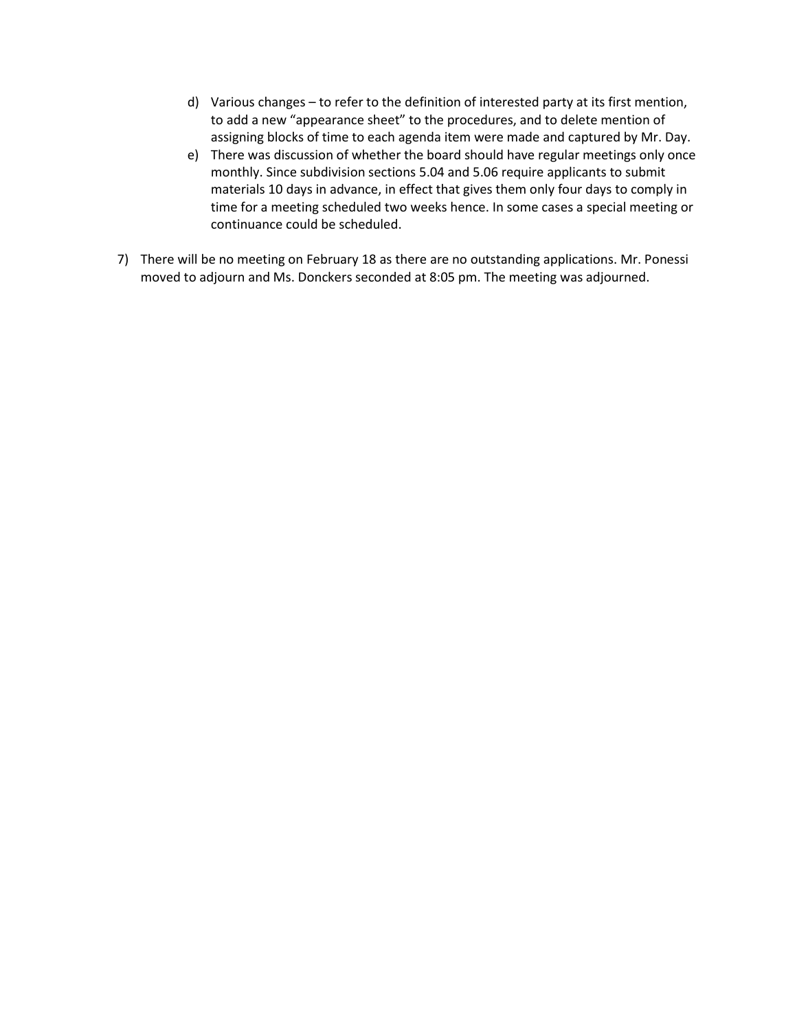d) Various changes – to refer to the definition of interested party at its first mention, to add a new "appearance sheet" to the procedures, and to delete mention of assigning blocks of time to each agenda item were made and captured by Mr. Day.
   e) There was discussion of whether the board should have regular meetings only once monthly. Since subdivision sections 5.04 and 5.06 require applicants to submit materials 10 days in advance, in effect that gives them only four days to comply in time for a meeting scheduled two weeks hence. In some cases a special meeting or continuance could be scheduled.

7) There will be no meeting on February 18 as there are no outstanding applications. Mr. Ponessi moved to adjourn and Ms. Donckers seconded at 8:05 pm. The meeting was adjourned.